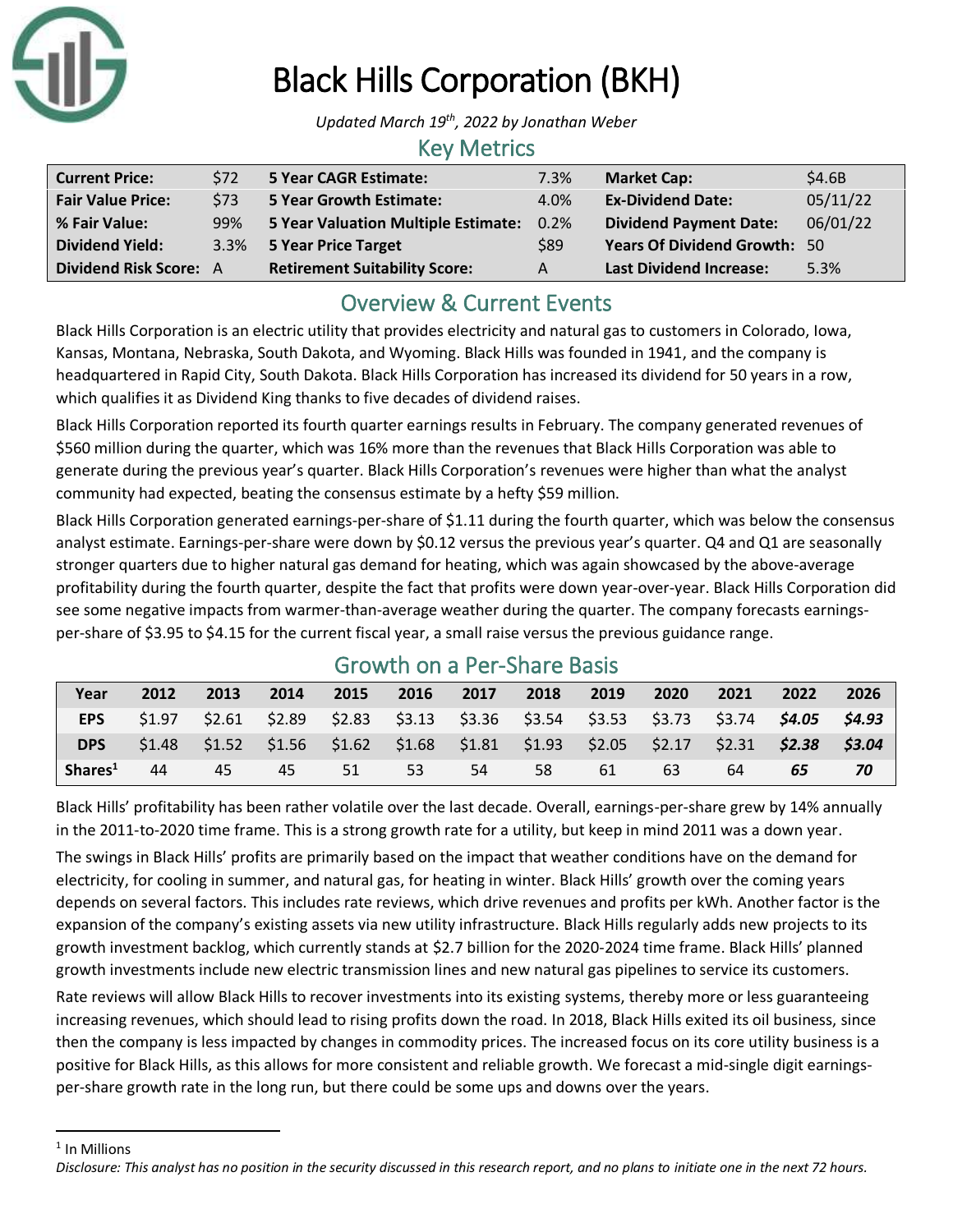# Black Hills Corporation (BKH)

*Updated March 19th, 2022 by Jonathan Weber*

## Key Metrics

| | | | | | |
|---|---|---|---|---|---|
| **Current Price:** | $72 | **5 Year CAGR Estimate:** | 7.3% | **Market Cap:** | $4.6B |
| **Fair Value Price:** | $73 | **5 Year Growth Estimate:** | 4.0% | **Ex-Dividend Date:** | 05/11/22 |
| **% Fair Value:** | 99% | **5 Year Valuation Multiple Estimate:** | 0.2% | **Dividend Payment Date:** | 06/01/22 |
| **Dividend Yield:** | 3.3% | **5 Year Price Target** | $89 | **Years Of Dividend Growth:** | 50 |
| **Dividend Risk Score:** | A | **Retirement Suitability Score:** | A | **Last Dividend Increase:** | 5.3% |

## Overview & Current Events

Black Hills Corporation is an electric utility that provides electricity and natural gas to customers in Colorado, Iowa, Kansas, Montana, Nebraska, South Dakota, and Wyoming. Black Hills was founded in 1941, and the company is headquartered in Rapid City, South Dakota. Black Hills Corporation has increased its dividend for 50 years in a row, which qualifies it as Dividend King thanks to five decades of dividend raises.

Black Hills Corporation reported its fourth quarter earnings results in February. The company generated revenues of $560 million during the quarter, which was 16% more than the revenues that Black Hills Corporation was able to generate during the previous year's quarter. Black Hills Corporation's revenues were higher than what the analyst community had expected, beating the consensus estimate by a hefty $59 million.

Black Hills Corporation generated earnings-per-share of $1.11 during the fourth quarter, which was below the consensus analyst estimate. Earnings-per-share were down by $0.12 versus the previous year's quarter. Q4 and Q1 are seasonally stronger quarters due to higher natural gas demand for heating, which was again showcased by the above-average profitability during the fourth quarter, despite the fact that profits were down year-over-year. Black Hills Corporation did see some negative impacts from warmer-than-average weather during the quarter. The company forecasts earnings-per-share of $3.95 to $4.15 for the current fiscal year, a small raise versus the previous guidance range.

## Growth on a Per-Share Basis

| Year | 2012 | 2013 | 2014 | 2015 | 2016 | 2017 | 2018 | 2019 | 2020 | 2021 | 2022 | 2026 |
|---|---|---|---|---|---|---|---|---|---|---|---|---|
| **EPS** | $1.97 | $2.61 | $2.89 | $2.83 | $3.13 | $3.36 | $3.54 | $3.53 | $3.73 | $3.74 | ***$4.05*** | ***$4.93*** |
| **DPS** | $1.48 | $1.52 | $1.56 | $1.62 | $1.68 | $1.81 | $1.93 | $2.05 | $2.17 | $2.31 | ***$2.38*** | ***$3.04*** |
| **Shares[1]** | 44 | 45 | 45 | 51 | 53 | 54 | 58 | 61 | 63 | 64 | ***65*** | ***70*** |

Black Hills' profitability has been rather volatile over the last decade. Overall, earnings-per-share grew by 14% annually in the 2011-to-2020 time frame. This is a strong growth rate for a utility, but keep in mind 2011 was a down year.

The swings in Black Hills' profits are primarily based on the impact that weather conditions have on the demand for electricity, for cooling in summer, and natural gas, for heating in winter. Black Hills' growth over the coming years depends on several factors. This includes rate reviews, which drive revenues and profits per kWh. Another factor is the expansion of the company's existing assets via new utility infrastructure. Black Hills regularly adds new projects to its growth investment backlog, which currently stands at $2.7 billion for the 2020-2024 time frame. Black Hills' planned growth investments include new electric transmission lines and new natural gas pipelines to service its customers.

Rate reviews will allow Black Hills to recover investments into its existing systems, thereby more or less guaranteeing increasing revenues, which should lead to rising profits down the road. In 2018, Black Hills exited its oil business, since then the company is less impacted by changes in commodity prices. The increased focus on its core utility business is a positive for Black Hills, as this allows for more consistent and reliable growth. We forecast a mid-single digit earnings-per-share growth rate in the long run, but there could be some ups and downs over the years.

[1] In Millions

*Disclosure: This analyst has no position in the security discussed in this research report, and no plans to initiate one in the next 72 hours.*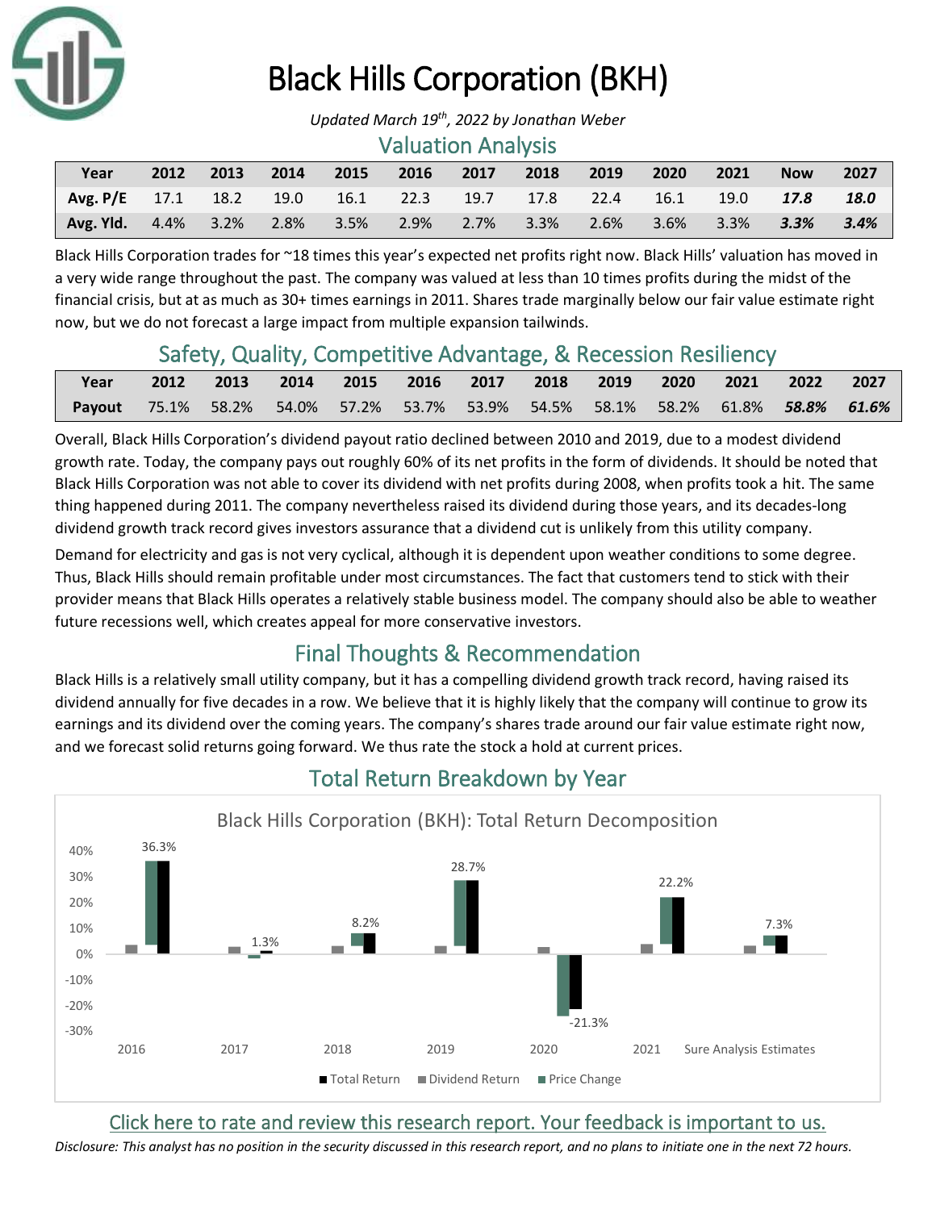# Black Hills Corporation (BKH)

*Updated March 19th, 2022 by Jonathan Weber*

## Valuation Analysis

| Year | 2012 | 2013 | 2014 | 2015 | 2016 | 2017 | 2018 | 2019 | 2020 | 2021 | Now | 2027 |
|---|---|---|---|---|---|---|---|---|---|---|---|---|
| **Avg. P/E** | 17.1 | 18.2 | 19.0 | 16.1 | 22.3 | 19.7 | 17.8 | 22.4 | 16.1 | 19.0 | ***17.8*** | ***18.0*** |
| **Avg. Yld.** | 4.4% | 3.2% | 2.8% | 3.5% | 2.9% | 2.7% | 3.3% | 2.6% | 3.6% | 3.3% | ***3.3%*** | ***3.4%*** |

Black Hills Corporation trades for ~18 times this year's expected net profits right now. Black Hills' valuation has moved in a very wide range throughout the past. The company was valued at less than 10 times profits during the midst of the financial crisis, but at as much as 30+ times earnings in 2011. Shares trade marginally below our fair value estimate right now, but we do not forecast a large impact from multiple expansion tailwinds.

## Safety, Quality, Competitive Advantage, & Recession Resiliency

| Year | 2012 | 2013 | 2014 | 2015 | 2016 | 2017 | 2018 | 2019 | 2020 | 2021 | 2022 | 2027 |
|---|---|---|---|---|---|---|---|---|---|---|---|---|
| **Payout** | 75.1% | 58.2% | 54.0% | 57.2% | 53.7% | 53.9% | 54.5% | 58.1% | 58.2% | 61.8% | ***58.8%*** | ***61.6%*** |

Overall, Black Hills Corporation's dividend payout ratio declined between 2010 and 2019, due to a modest dividend growth rate. Today, the company pays out roughly 60% of its net profits in the form of dividends. It should be noted that Black Hills Corporation was not able to cover its dividend with net profits during 2008, when profits took a hit. The same thing happened during 2011. The company nevertheless raised its dividend during those years, and its decades-long dividend growth track record gives investors assurance that a dividend cut is unlikely from this utility company.

Demand for electricity and gas is not very cyclical, although it is dependent upon weather conditions to some degree. Thus, Black Hills should remain profitable under most circumstances. The fact that customers tend to stick with their provider means that Black Hills operates a relatively stable business model. The company should also be able to weather future recessions well, which creates appeal for more conservative investors.

## Final Thoughts & Recommendation

Black Hills is a relatively small utility company, but it has a compelling dividend growth track record, having raised its dividend annually for five decades in a row. We believe that it is highly likely that the company will continue to grow its earnings and its dividend over the coming years. The company's shares trade around our fair value estimate right now, and we forecast solid returns going forward. We thus rate the stock a hold at current prices.

## Total Return Breakdown by Year

Black Hills Corporation (BKH): Total Return Decomposition

| Year | Total Return |
|---|---|
| 2016 | 36.3% |
| 2017 | 1.3% |
| 2018 | 8.2% |
| 2019 | 28.7% |
| 2020 | -21.3% |
| 2021 | 22.2% |
| Sure Analysis Estimates | 7.3% |

Legend: Total Return, Dividend Return, Price Change

Click here to rate and review this research report. Your feedback is important to us.

*Disclosure: This analyst has no position in the security discussed in this research report, and no plans to initiate one in the next 72 hours.*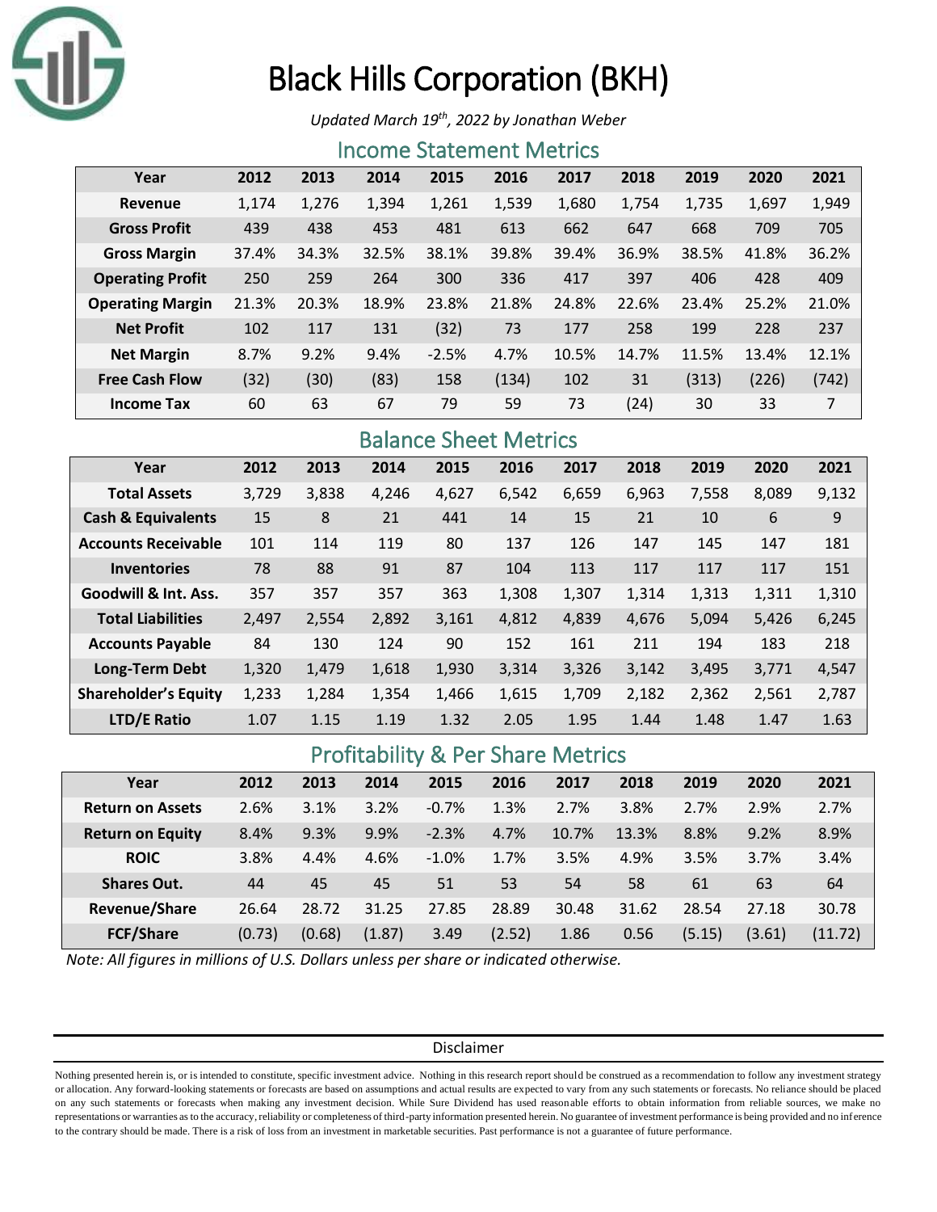# Black Hills Corporation (BKH)

*Updated March 19th, 2022 by Jonathan Weber*

## Income Statement Metrics

| Year | 2012 | 2013 | 2014 | 2015 | 2016 | 2017 | 2018 | 2019 | 2020 | 2021 |
|---|---|---|---|---|---|---|---|---|---|---|
| Revenue | 1,174 | 1,276 | 1,394 | 1,261 | 1,539 | 1,680 | 1,754 | 1,735 | 1,697 | 1,949 |
| Gross Profit | 439 | 438 | 453 | 481 | 613 | 662 | 647 | 668 | 709 | 705 |
| Gross Margin | 37.4% | 34.3% | 32.5% | 38.1% | 39.8% | 39.4% | 36.9% | 38.5% | 41.8% | 36.2% |
| Operating Profit | 250 | 259 | 264 | 300 | 336 | 417 | 397 | 406 | 428 | 409 |
| Operating Margin | 21.3% | 20.3% | 18.9% | 23.8% | 21.8% | 24.8% | 22.6% | 23.4% | 25.2% | 21.0% |
| Net Profit | 102 | 117 | 131 | (32) | 73 | 177 | 258 | 199 | 228 | 237 |
| Net Margin | 8.7% | 9.2% | 9.4% | -2.5% | 4.7% | 10.5% | 14.7% | 11.5% | 13.4% | 12.1% |
| Free Cash Flow | (32) | (30) | (83) | 158 | (134) | 102 | 31 | (313) | (226) | (742) |
| Income Tax | 60 | 63 | 67 | 79 | 59 | 73 | (24) | 30 | 33 | 7 |

## Balance Sheet Metrics

| Year | 2012 | 2013 | 2014 | 2015 | 2016 | 2017 | 2018 | 2019 | 2020 | 2021 |
|---|---|---|---|---|---|---|---|---|---|---|
| Total Assets | 3,729 | 3,838 | 4,246 | 4,627 | 6,542 | 6,659 | 6,963 | 7,558 | 8,089 | 9,132 |
| Cash & Equivalents | 15 | 8 | 21 | 441 | 14 | 15 | 21 | 10 | 6 | 9 |
| Accounts Receivable | 101 | 114 | 119 | 80 | 137 | 126 | 147 | 145 | 147 | 181 |
| Inventories | 78 | 88 | 91 | 87 | 104 | 113 | 117 | 117 | 117 | 151 |
| Goodwill & Int. Ass. | 357 | 357 | 357 | 363 | 1,308 | 1,307 | 1,314 | 1,313 | 1,311 | 1,310 |
| Total Liabilities | 2,497 | 2,554 | 2,892 | 3,161 | 4,812 | 4,839 | 4,676 | 5,094 | 5,426 | 6,245 |
| Accounts Payable | 84 | 130 | 124 | 90 | 152 | 161 | 211 | 194 | 183 | 218 |
| Long-Term Debt | 1,320 | 1,479 | 1,618 | 1,930 | 3,314 | 3,326 | 3,142 | 3,495 | 3,771 | 4,547 |
| Shareholder's Equity | 1,233 | 1,284 | 1,354 | 1,466 | 1,615 | 1,709 | 2,182 | 2,362 | 2,561 | 2,787 |
| LTD/E Ratio | 1.07 | 1.15 | 1.19 | 1.32 | 2.05 | 1.95 | 1.44 | 1.48 | 1.47 | 1.63 |

## Profitability & Per Share Metrics

| Year | 2012 | 2013 | 2014 | 2015 | 2016 | 2017 | 2018 | 2019 | 2020 | 2021 |
|---|---|---|---|---|---|---|---|---|---|---|
| Return on Assets | 2.6% | 3.1% | 3.2% | -0.7% | 1.3% | 2.7% | 3.8% | 2.7% | 2.9% | 2.7% |
| Return on Equity | 8.4% | 9.3% | 9.9% | -2.3% | 4.7% | 10.7% | 13.3% | 8.8% | 9.2% | 8.9% |
| ROIC | 3.8% | 4.4% | 4.6% | -1.0% | 1.7% | 3.5% | 4.9% | 3.5% | 3.7% | 3.4% |
| Shares Out. | 44 | 45 | 45 | 51 | 53 | 54 | 58 | 61 | 63 | 64 |
| Revenue/Share | 26.64 | 28.72 | 31.25 | 27.85 | 28.89 | 30.48 | 31.62 | 28.54 | 27.18 | 30.78 |
| FCF/Share | (0.73) | (0.68) | (1.87) | 3.49 | (2.52) | 1.86 | 0.56 | (5.15) | (3.61) | (11.72) |

*Note: All figures in millions of U.S. Dollars unless per share or indicated otherwise.*

Disclaimer

Nothing presented herein is, or is intended to constitute, specific investment advice. Nothing in this research report should be construed as a recommendation to follow any investment strategy or allocation. Any forward-looking statements or forecasts are based on assumptions and actual results are expected to vary from any such statements or forecasts. No reliance should be placed on any such statements or forecasts when making any investment decision. While Sure Dividend has used reasonable efforts to obtain information from reliable sources, we make no representations or warranties as to the accuracy, reliability or completeness of third-party information presented herein. No guarantee of investment performance is being provided and no inference to the contrary should be made. There is a risk of loss from an investment in marketable securities. Past performance is not a guarantee of future performance.